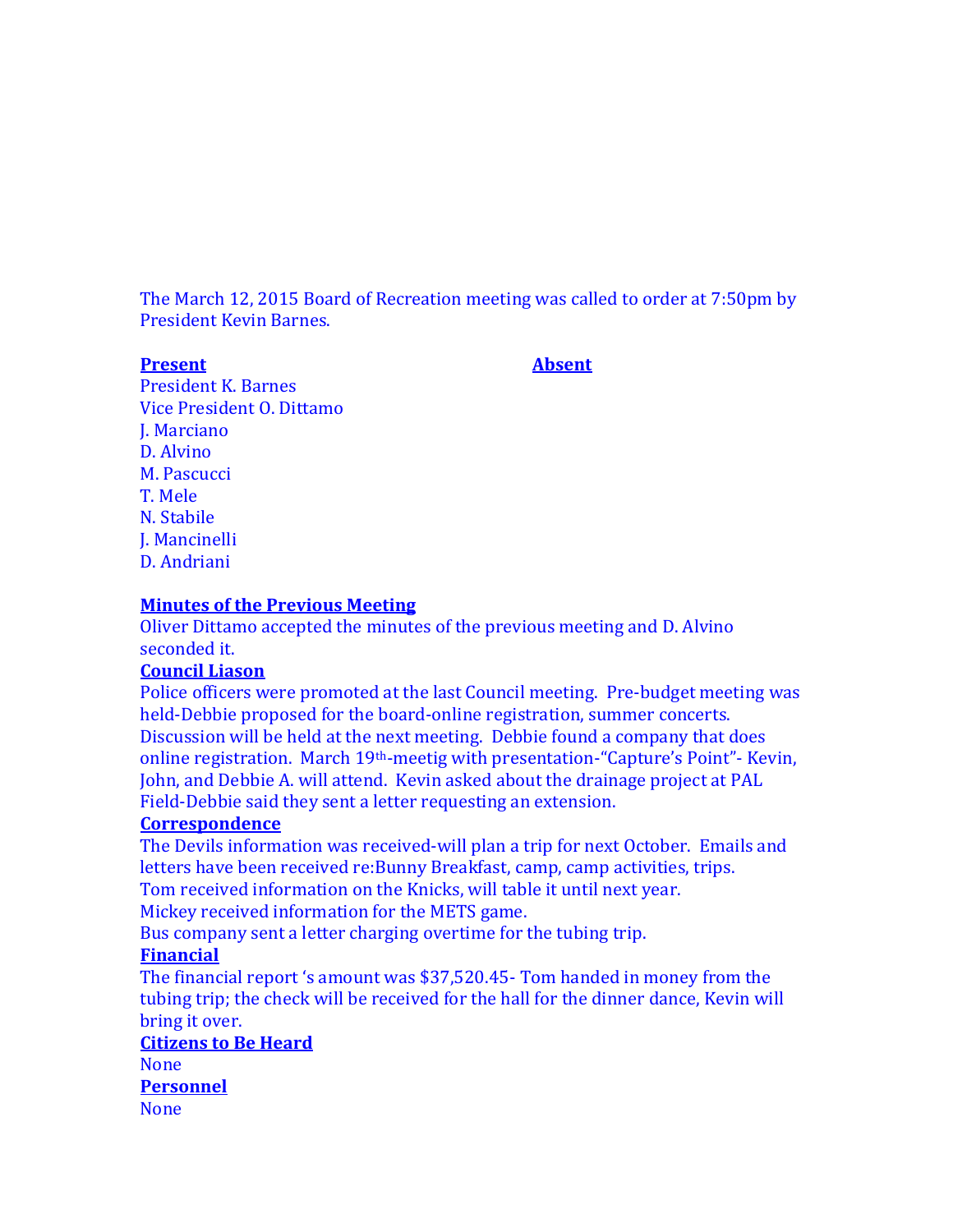The March 12, 2015 Board of Recreation meeting was called to order at 7:50pm by President Kevin Barnes.

| **Present** | **Absent** |
| --- | --- |
| President K. Barnes | |
| Vice President O. Dittamo | |
| J. Marciano | |
| D. Alvino | |
| M. Pascucci | |
| T. Mele | |
| N. Stabile | |
| J. Mancinelli | |
| D. Andriani | |

**Minutes of the Previous Meeting**

Oliver Dittamo accepted the minutes of the previous meeting and D. Alvino seconded it.

**Council Liason**

Police officers were promoted at the last Council meeting. Pre-budget meeting was held-Debbie proposed for the board-online registration, summer concerts. Discussion will be held at the next meeting. Debbie found a company that does online registration. March 19th-meetig with presentation-"Capture's Point"- Kevin, John, and Debbie A. will attend. Kevin asked about the drainage project at PAL Field-Debbie said they sent a letter requesting an extension.

**Correspondence**

The Devils information was received-will plan a trip for next October. Emails and letters have been received re:Bunny Breakfast, camp, camp activities, trips.
Tom received information on the Knicks, will table it until next year.
Mickey received information for the METS game.
Bus company sent a letter charging overtime for the tubing trip.

**Financial**

The financial report 's amount was $37,520.45- Tom handed in money from the tubing trip; the check will be received for the hall for the dinner dance, Kevin will bring it over.

**Citizens to Be Heard**

None

**Personnel**

None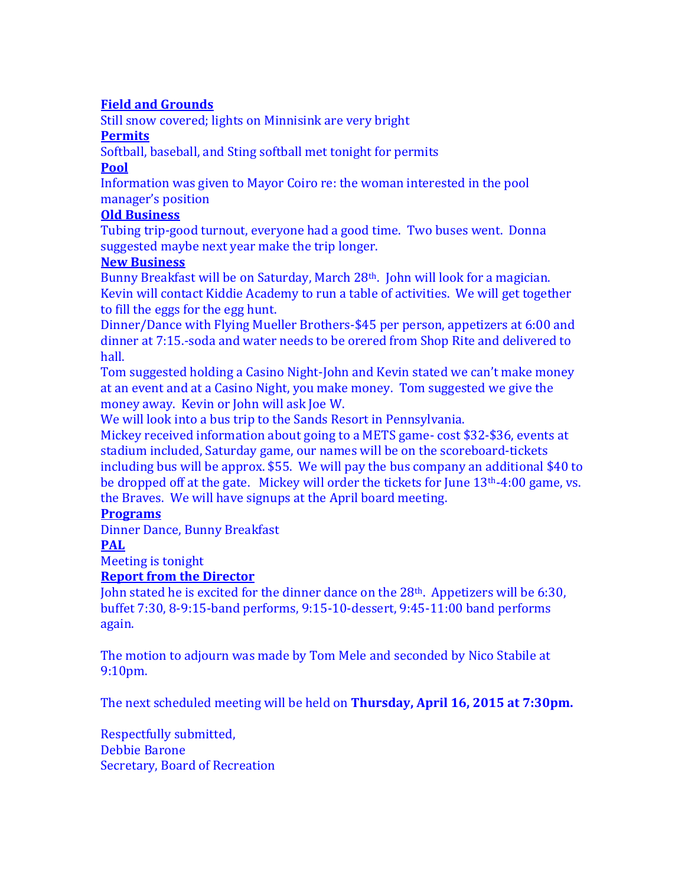**Field and Grounds**

Still snow covered; lights on Minnisink are very bright

**Permits**

Softball, baseball, and Sting softball met tonight for permits

**Pool**

Information was given to Mayor Coiro re: the woman interested in the pool manager's position

**Old Business**

Tubing trip-good turnout, everyone had a good time. Two buses went. Donna suggested maybe next year make the trip longer.

**New Business**

Bunny Breakfast will be on Saturday, March 28th. John will look for a magician. Kevin will contact Kiddie Academy to run a table of activities. We will get together to fill the eggs for the egg hunt.

Dinner/Dance with Flying Mueller Brothers-$45 per person, appetizers at 6:00 and dinner at 7:15.-soda and water needs to be orered from Shop Rite and delivered to hall.

Tom suggested holding a Casino Night-John and Kevin stated we can't make money at an event and at a Casino Night, you make money. Tom suggested we give the money away. Kevin or John will ask Joe W.

We will look into a bus trip to the Sands Resort in Pennsylvania.

Mickey received information about going to a METS game- cost $32-$36, events at stadium included, Saturday game, our names will be on the scoreboard-tickets including bus will be approx. $55. We will pay the bus company an additional $40 to be dropped off at the gate. Mickey will order the tickets for June 13th-4:00 game, vs. the Braves. We will have signups at the April board meeting.

**Programs**

Dinner Dance, Bunny Breakfast

**PAL**

Meeting is tonight

**Report from the Director**

John stated he is excited for the dinner dance on the 28th. Appetizers will be 6:30, buffet 7:30, 8-9:15-band performs, 9:15-10-dessert, 9:45-11:00 band performs again.

The motion to adjourn was made by Tom Mele and seconded by Nico Stabile at 9:10pm.

The next scheduled meeting will be held on **Thursday, April 16, 2015 at 7:30pm.**

Respectfully submitted,
Debbie Barone
Secretary, Board of Recreation